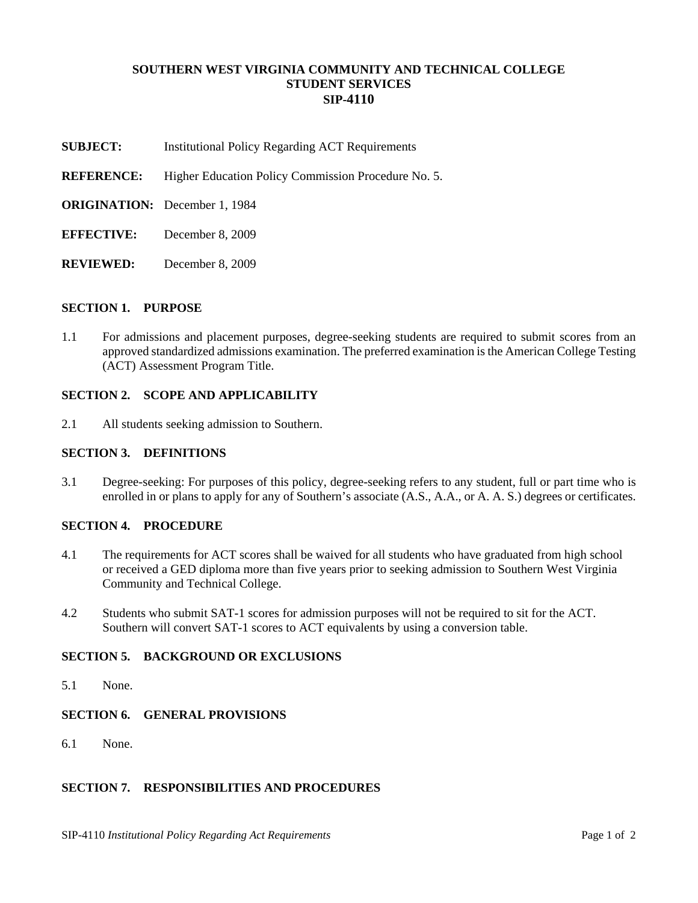# SOUTHERN WEST VIRGINIA COMMUNITY AND TECHNICAL COLLEGE
## STUDENT SERVICES
## SIP-4110

**SUBJECT:** Institutional Policy Regarding ACT Requirements

**REFERENCE:** Higher Education Policy Commission Procedure No. 5.

**ORIGINATION:** December 1, 1984

**EFFECTIVE:** December 8, 2009

**REVIEWED:** December 8, 2009

### SECTION 1. PURPOSE

1.1 For admissions and placement purposes, degree-seeking students are required to submit scores from an approved standardized admissions examination. The preferred examination is the American College Testing (ACT) Assessment Program Title.

### SECTION 2. SCOPE AND APPLICABILITY

2.1 All students seeking admission to Southern.

### SECTION 3. DEFINITIONS

3.1 Degree-seeking: For purposes of this policy, degree-seeking refers to any student, full or part time who is enrolled in or plans to apply for any of Southern's associate (A.S., A.A., or A. A. S.) degrees or certificates.

### SECTION 4. PROCEDURE

4.1 The requirements for ACT scores shall be waived for all students who have graduated from high school or received a GED diploma more than five years prior to seeking admission to Southern West Virginia Community and Technical College.

4.2 Students who submit SAT-1 scores for admission purposes will not be required to sit for the ACT. Southern will convert SAT-1 scores to ACT equivalents by using a conversion table.

### SECTION 5. BACKGROUND OR EXCLUSIONS

5.1 None.

### SECTION 6. GENERAL PROVISIONS

6.1 None.

### SECTION 7. RESPONSIBILITIES AND PROCEDURES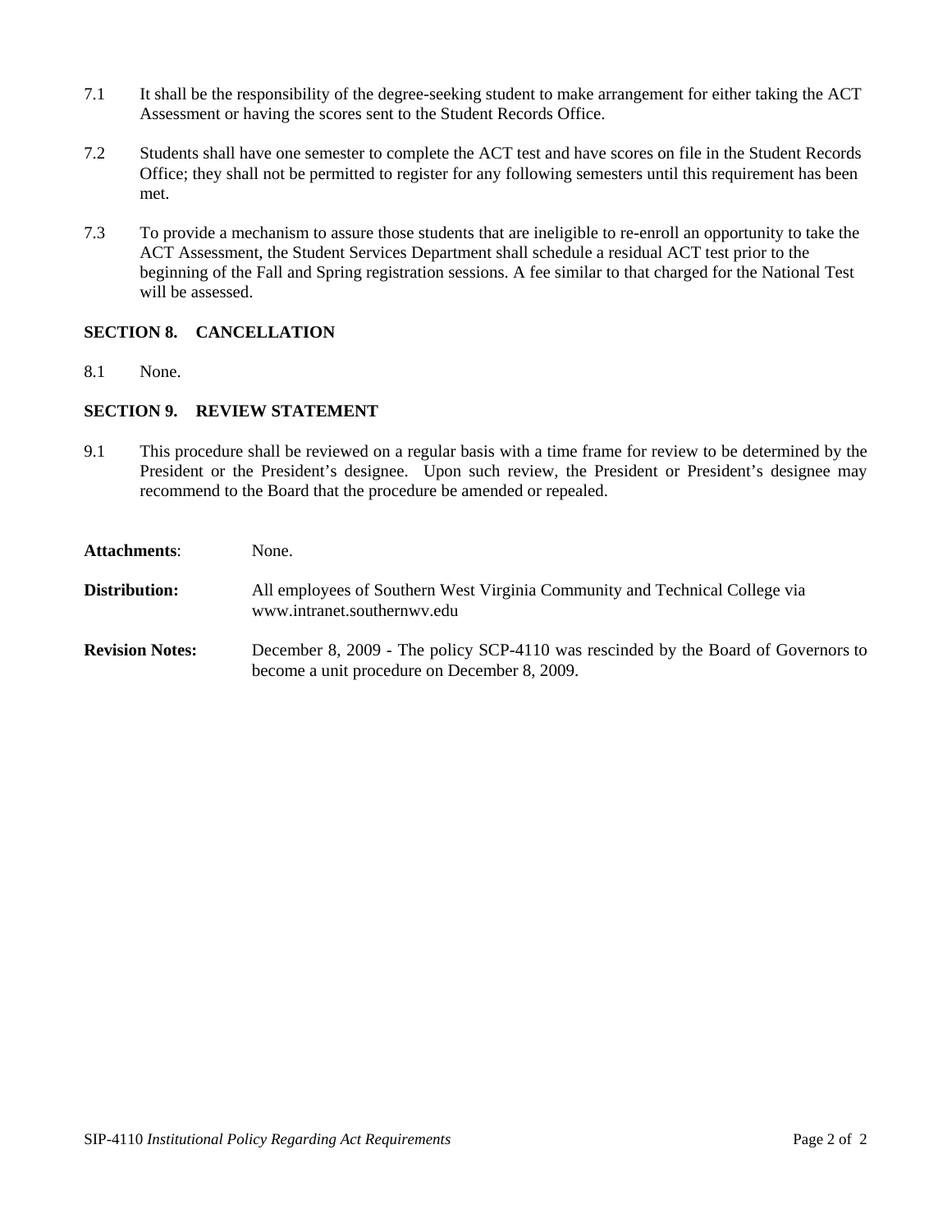7.1 It shall be the responsibility of the degree-seeking student to make arrangement for either taking the ACT Assessment or having the scores sent to the Student Records Office.

7.2 Students shall have one semester to complete the ACT test and have scores on file in the Student Records Office; they shall not be permitted to register for any following semesters until this requirement has been met.

7.3 To provide a mechanism to assure those students that are ineligible to re-enroll an opportunity to take the ACT Assessment, the Student Services Department shall schedule a residual ACT test prior to the beginning of the Fall and Spring registration sessions. A fee similar to that charged for the National Test will be assessed.

**SECTION 8. CANCELLATION**

8.1 None.

**SECTION 9. REVIEW STATEMENT**

9.1 This procedure shall be reviewed on a regular basis with a time frame for review to be determined by the President or the President's designee. Upon such review, the President or President's designee may recommend to the Board that the procedure be amended or repealed.

**Attachments**: None.

**Distribution:** All employees of Southern West Virginia Community and Technical College via www.intranet.southernwv.edu

**Revision Notes:** December 8, 2009 - The policy SCP-4110 was rescinded by the Board of Governors to become a unit procedure on December 8, 2009.